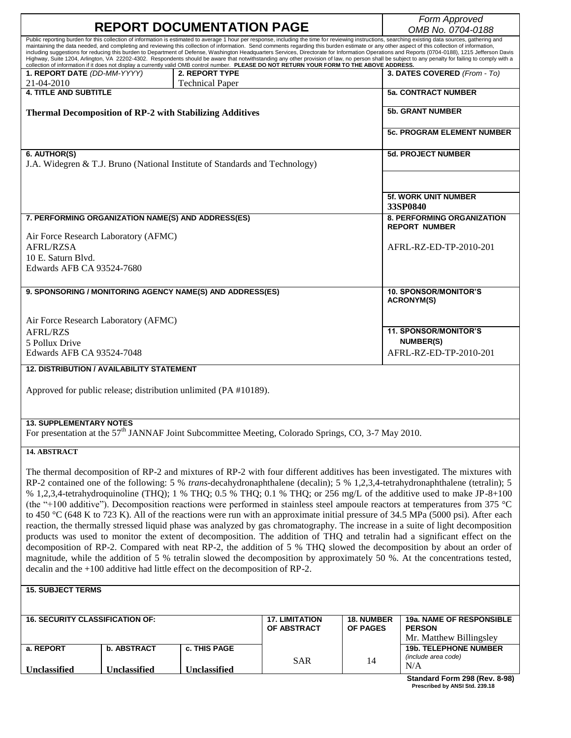# REPORT DOCUMENTATION PAGE

*Form Approved*
*OMB No. 0704-0188*

Public reporting burden for this collection of information is estimated to average 1 hour per response, including the time for reviewing instructions, searching existing data sources, gathering and maintaining the data needed, and completing and reviewing this collection of information. Send comments regarding this burden estimate or any other aspect of this collection of information, including suggestions for reducing this burden to Department of Defense, Washington Headquarters Services, Directorate for Information Operations and Reports (0704-0188), 1215 Jefferson Davis Highway, Suite 1204, Arlington, VA 22202-4302. Respondents should be aware that notwithstanding any other provision of law, no person shall be subject to any penalty for failing to comply with a collection of information if it does not display a currently valid OMB control number. **PLEASE DO NOT RETURN YOUR FORM TO THE ABOVE ADDRESS.**

| **1. REPORT DATE** *(DD-MM-YYYY)* | **2. REPORT TYPE** | **3. DATES COVERED** *(From - To)* |
|---|---|---|
| 21-04-2010 | Technical Paper | |

**4. TITLE AND SUBTITLE**

**Thermal Decomposition of RP-2 with Stabilizing Additives**

**5a. CONTRACT NUMBER**

**5b. GRANT NUMBER**

**5c. PROGRAM ELEMENT NUMBER**

**6. AUTHOR(S)**

J.A. Widegren & T.J. Bruno (National Institute of Standards and Technology)

**5d. PROJECT NUMBER**

**5f. WORK UNIT NUMBER**

**33SP0840**

**7. PERFORMING ORGANIZATION NAME(S) AND ADDRESS(ES)**

Air Force Research Laboratory (AFMC)
AFRL/RZSA
10 E. Saturn Blvd.
Edwards AFB CA 93524-7680

**8. PERFORMING ORGANIZATION REPORT NUMBER**

AFRL-RZ-ED-TP-2010-201

**9. SPONSORING / MONITORING AGENCY NAME(S) AND ADDRESS(ES)**

Air Force Research Laboratory (AFMC)
AFRL/RZS
5 Pollux Drive
Edwards AFB CA 93524-7048

**10. SPONSOR/MONITOR'S ACRONYM(S)**

**11. SPONSOR/MONITOR'S NUMBER(S)**

AFRL-RZ-ED-TP-2010-201

**12. DISTRIBUTION / AVAILABILITY STATEMENT**

Approved for public release; distribution unlimited (PA #10189).

**13. SUPPLEMENTARY NOTES**

For presentation at the 57th JANNAF Joint Subcommittee Meeting, Colorado Springs, CO, 3-7 May 2010.

**14. ABSTRACT**

The thermal decomposition of RP-2 and mixtures of RP-2 with four different additives has been investigated. The mixtures with RP-2 contained one of the following: 5 % *trans*-decahydronaphthalene (decalin); 5 % 1,2,3,4-tetrahydronaphthalene (tetralin); 5 % 1,2,3,4-tetrahydroquinoline (THQ); 1 % THQ; 0.5 % THQ; 0.1 % THQ; or 256 mg/L of the additive used to make JP-8+100 (the "+100 additive"). Decomposition reactions were performed in stainless steel ampoule reactors at temperatures from 375 °C to 450 °C (648 K to 723 K). All of the reactions were run with an approximate initial pressure of 34.5 MPa (5000 psi). After each reaction, the thermally stressed liquid phase was analyzed by gas chromatography. The increase in a suite of light decomposition products was used to monitor the extent of decomposition. The addition of THQ and tetralin had a significant effect on the decomposition of RP-2. Compared with neat RP-2, the addition of 5 % THQ slowed the decomposition by about an order of magnitude, while the addition of 5 % tetralin slowed the decomposition by approximately 50 %. At the concentrations tested, decalin and the +100 additive had little effect on the decomposition of RP-2.

**15. SUBJECT TERMS**

| **16. SECURITY CLASSIFICATION OF:** | | | **17. LIMITATION OF ABSTRACT** | **18. NUMBER OF PAGES** | **19a. NAME OF RESPONSIBLE PERSON** |
|---|---|---|---|---|---|
| | | | | | Mr. Matthew Billingsley |
| **a. REPORT** | **b. ABSTRACT** | **c. THIS PAGE** | SAR | 14 | **19b. TELEPHONE NUMBER** *(include area code)* |
| **Unclassified** | **Unclassified** | **Unclassified** | | | N/A |

**Standard Form 298 (Rev. 8-98)**
**Prescribed by ANSI Std. 239.18**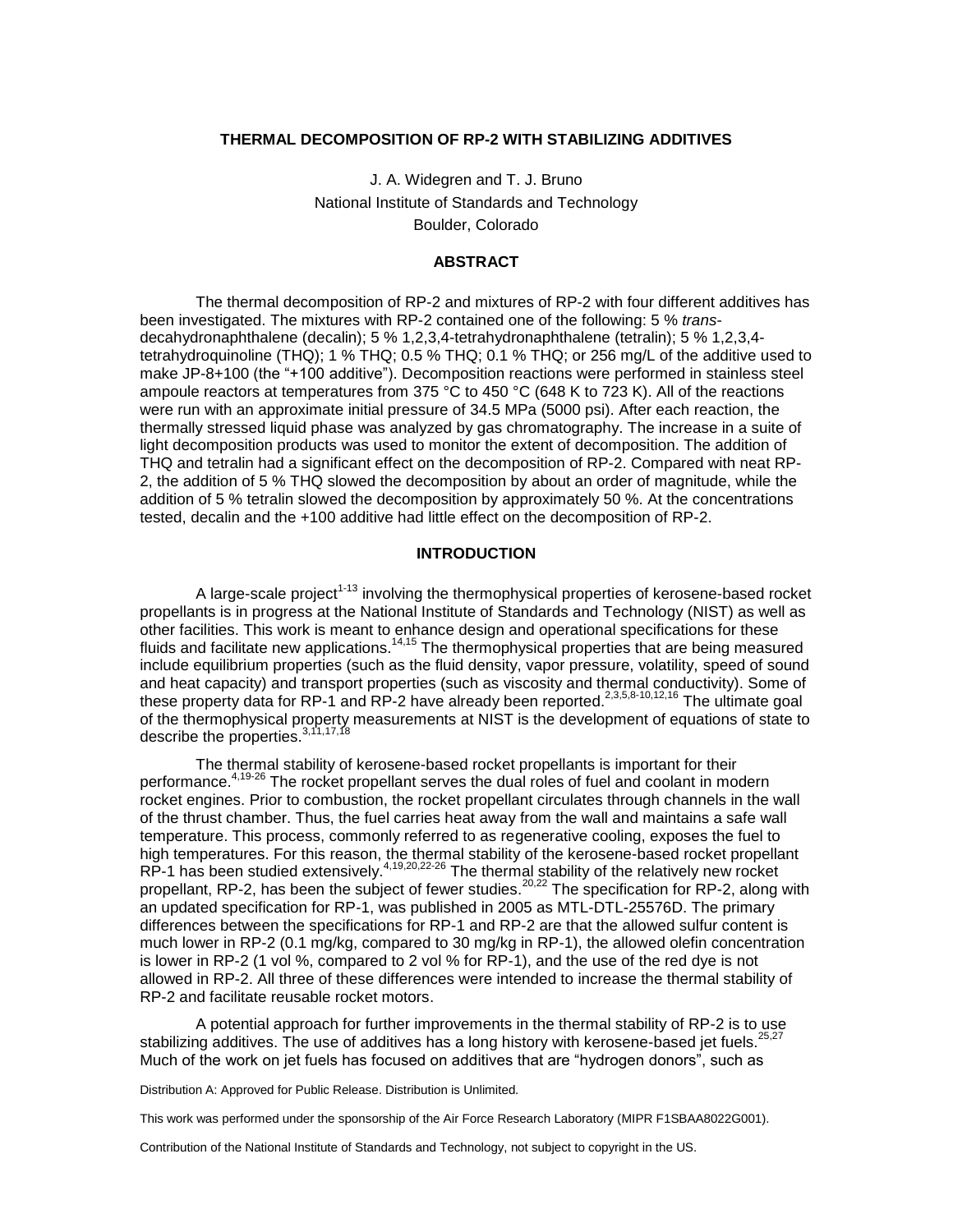**THERMAL DECOMPOSITION OF RP-2 WITH STABILIZING ADDITIVES**

J. A. Widegren and T. J. Bruno
National Institute of Standards and Technology
Boulder, Colorado

## ABSTRACT

The thermal decomposition of RP-2 and mixtures of RP-2 with four different additives has been investigated. The mixtures with RP-2 contained one of the following: 5 % *trans*-decahydronaphthalene (decalin); 5 % 1,2,3,4-tetrahydronaphthalene (tetralin); 5 % 1,2,3,4-tetrahydroquinoline (THQ); 1 % THQ; 0.5 % THQ; 0.1 % THQ; or 256 mg/L of the additive used to make JP-8+100 (the "+100 additive"). Decomposition reactions were performed in stainless steel ampoule reactors at temperatures from 375 °C to 450 °C (648 K to 723 K). All of the reactions were run with an approximate initial pressure of 34.5 MPa (5000 psi). After each reaction, the thermally stressed liquid phase was analyzed by gas chromatography. The increase in a suite of light decomposition products was used to monitor the extent of decomposition. The addition of THQ and tetralin had a significant effect on the decomposition of RP-2. Compared with neat RP-2, the addition of 5 % THQ slowed the decomposition by about an order of magnitude, while the addition of 5 % tetralin slowed the decomposition by approximately 50 %. At the concentrations tested, decalin and the +100 additive had little effect on the decomposition of RP-2.

## INTRODUCTION

A large-scale project[1-13] involving the thermophysical properties of kerosene-based rocket propellants is in progress at the National Institute of Standards and Technology (NIST) as well as other facilities. This work is meant to enhance design and operational specifications for these fluids and facilitate new applications.[14,15] The thermophysical properties that are being measured include equilibrium properties (such as the fluid density, vapor pressure, volatility, speed of sound and heat capacity) and transport properties (such as viscosity and thermal conductivity). Some of these property data for RP-1 and RP-2 have already been reported.[2,3,5,8-10,12,16] The ultimate goal of the thermophysical property measurements at NIST is the development of equations of state to describe the properties.[3,11,17,18]

The thermal stability of kerosene-based rocket propellants is important for their performance.[4,19-26] The rocket propellant serves the dual roles of fuel and coolant in modern rocket engines. Prior to combustion, the rocket propellant circulates through channels in the wall of the thrust chamber. Thus, the fuel carries heat away from the wall and maintains a safe wall temperature. This process, commonly referred to as regenerative cooling, exposes the fuel to high temperatures. For this reason, the thermal stability of the kerosene-based rocket propellant RP-1 has been studied extensively.[4,19,20,22-26] The thermal stability of the relatively new rocket propellant, RP-2, has been the subject of fewer studies.[20,22] The specification for RP-2, along with an updated specification for RP-1, was published in 2005 as MTL-DTL-25576D. The primary differences between the specifications for RP-1 and RP-2 are that the allowed sulfur content is much lower in RP-2 (0.1 mg/kg, compared to 30 mg/kg in RP-1), the allowed olefin concentration is lower in RP-2 (1 vol %, compared to 2 vol % for RP-1), and the use of the red dye is not allowed in RP-2. All three of these differences were intended to increase the thermal stability of RP-2 and facilitate reusable rocket motors.

A potential approach for further improvements in the thermal stability of RP-2 is to use stabilizing additives. The use of additives has a long history with kerosene-based jet fuels.[25,27] Much of the work on jet fuels has focused on additives that are "hydrogen donors", such as

Distribution A: Approved for Public Release. Distribution is Unlimited.

This work was performed under the sponsorship of the Air Force Research Laboratory (MIPR F1SBAA8022G001).

Contribution of the National Institute of Standards and Technology, not subject to copyright in the US.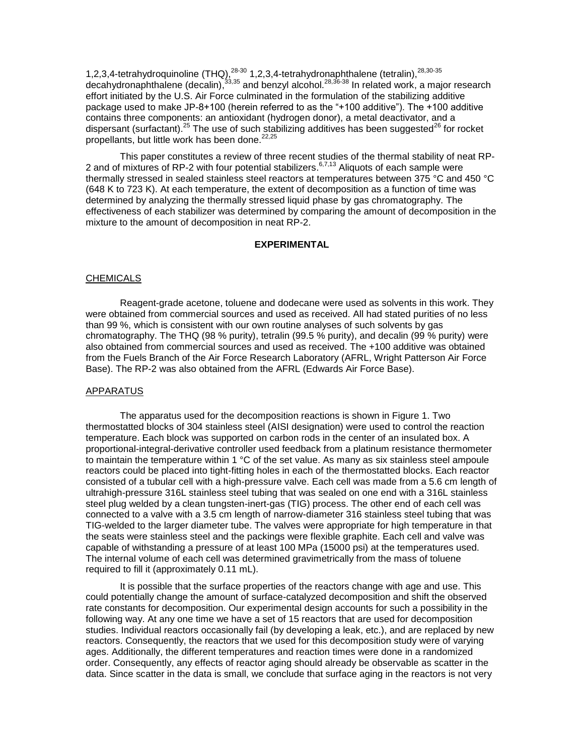1,2,3,4-tetrahydroquinoline (THQ),[28-30] 1,2,3,4-tetrahydronaphthalene (tetralin),[28,30-35] decahydronaphthalene (decalin),[33,35] and benzyl alcohol.[28,36-38] In related work, a major research effort initiated by the U.S. Air Force culminated in the formulation of the stabilizing additive package used to make JP-8+100 (herein referred to as the "+100 additive"). The +100 additive contains three components: an antioxidant (hydrogen donor), a metal deactivator, and a dispersant (surfactant).[25] The use of such stabilizing additives has been suggested[26] for rocket propellants, but little work has been done.[22,25]

This paper constitutes a review of three recent studies of the thermal stability of neat RP-2 and of mixtures of RP-2 with four potential stabilizers.[6,7,13] Aliquots of each sample were thermally stressed in sealed stainless steel reactors at temperatures between 375 °C and 450 °C (648 K to 723 K). At each temperature, the extent of decomposition as a function of time was determined by analyzing the thermally stressed liquid phase by gas chromatography. The effectiveness of each stabilizer was determined by comparing the amount of decomposition in the mixture to the amount of decomposition in neat RP-2.

## EXPERIMENTAL

### CHEMICALS

Reagent-grade acetone, toluene and dodecane were used as solvents in this work. They were obtained from commercial sources and used as received. All had stated purities of no less than 99 %, which is consistent with our own routine analyses of such solvents by gas chromatography. The THQ (98 % purity), tetralin (99.5 % purity), and decalin (99 % purity) were also obtained from commercial sources and used as received. The +100 additive was obtained from the Fuels Branch of the Air Force Research Laboratory (AFRL, Wright Patterson Air Force Base). The RP-2 was also obtained from the AFRL (Edwards Air Force Base).

### APPARATUS

The apparatus used for the decomposition reactions is shown in Figure 1. Two thermostatted blocks of 304 stainless steel (AISI designation) were used to control the reaction temperature. Each block was supported on carbon rods in the center of an insulated box. A proportional-integral-derivative controller used feedback from a platinum resistance thermometer to maintain the temperature within 1 °C of the set value. As many as six stainless steel ampoule reactors could be placed into tight-fitting holes in each of the thermostatted blocks. Each reactor consisted of a tubular cell with a high-pressure valve. Each cell was made from a 5.6 cm length of ultrahigh-pressure 316L stainless steel tubing that was sealed on one end with a 316L stainless steel plug welded by a clean tungsten-inert-gas (TIG) process. The other end of each cell was connected to a valve with a 3.5 cm length of narrow-diameter 316 stainless steel tubing that was TIG-welded to the larger diameter tube. The valves were appropriate for high temperature in that the seats were stainless steel and the packings were flexible graphite. Each cell and valve was capable of withstanding a pressure of at least 100 MPa (15000 psi) at the temperatures used. The internal volume of each cell was determined gravimetrically from the mass of toluene required to fill it (approximately 0.11 mL).

It is possible that the surface properties of the reactors change with age and use. This could potentially change the amount of surface-catalyzed decomposition and shift the observed rate constants for decomposition. Our experimental design accounts for such a possibility in the following way. At any one time we have a set of 15 reactors that are used for decomposition studies. Individual reactors occasionally fail (by developing a leak, etc.), and are replaced by new reactors. Consequently, the reactors that we used for this decomposition study were of varying ages. Additionally, the different temperatures and reaction times were done in a randomized order. Consequently, any effects of reactor aging should already be observable as scatter in the data. Since scatter in the data is small, we conclude that surface aging in the reactors is not very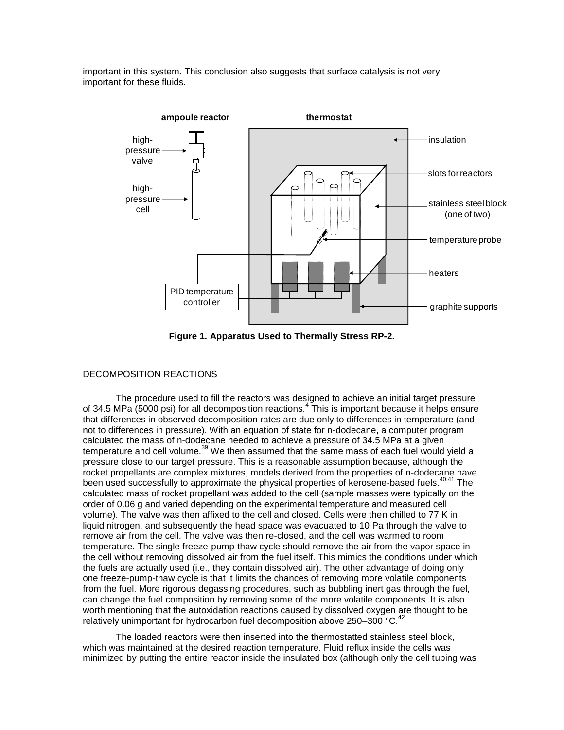important in this system. This conclusion also suggests that surface catalysis is not very important for these fluids.

**Figure 1. Apparatus Used to Thermally Stress RP-2.**

DECOMPOSITION REACTIONS

The procedure used to fill the reactors was designed to achieve an initial target pressure of 34.5 MPa (5000 psi) for all decomposition reactions.[4] This is important because it helps ensure that differences in observed decomposition rates are due only to differences in temperature (and not to differences in pressure). With an equation of state for n-dodecane, a computer program calculated the mass of n-dodecane needed to achieve a pressure of 34.5 MPa at a given temperature and cell volume.[39] We then assumed that the same mass of each fuel would yield a pressure close to our target pressure. This is a reasonable assumption because, although the rocket propellants are complex mixtures, models derived from the properties of n-dodecane have been used successfully to approximate the physical properties of kerosene-based fuels.[40,41] The calculated mass of rocket propellant was added to the cell (sample masses were typically on the order of 0.06 g and varied depending on the experimental temperature and measured cell volume). The valve was then affixed to the cell and closed. Cells were then chilled to 77 K in liquid nitrogen, and subsequently the head space was evacuated to 10 Pa through the valve to remove air from the cell. The valve was then re-closed, and the cell was warmed to room temperature. The single freeze-pump-thaw cycle should remove the air from the vapor space in the cell without removing dissolved air from the fuel itself. This mimics the conditions under which the fuels are actually used (i.e., they contain dissolved air). The other advantage of doing only one freeze-pump-thaw cycle is that it limits the chances of removing more volatile components from the fuel. More rigorous degassing procedures, such as bubbling inert gas through the fuel, can change the fuel composition by removing some of the more volatile components. It is also worth mentioning that the autoxidation reactions caused by dissolved oxygen are thought to be relatively unimportant for hydrocarbon fuel decomposition above 250–300 °C.[42]

The loaded reactors were then inserted into the thermostatted stainless steel block, which was maintained at the desired reaction temperature. Fluid reflux inside the cells was minimized by putting the entire reactor inside the insulated box (although only the cell tubing was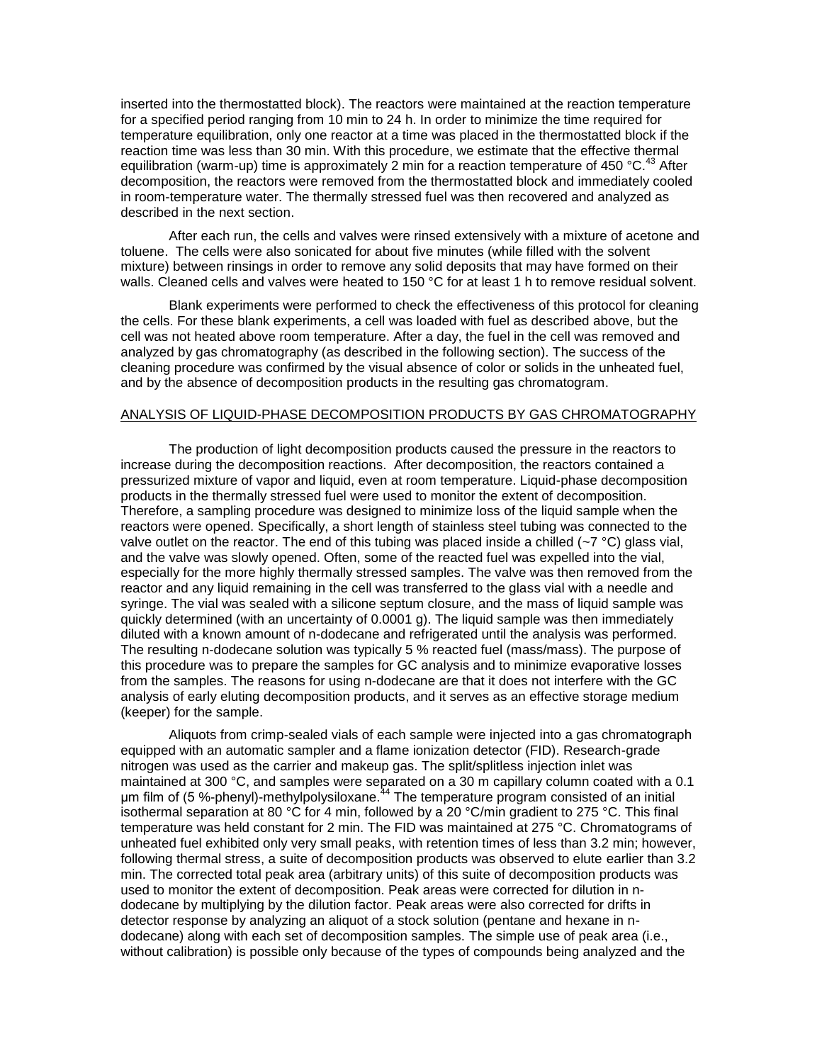inserted into the thermostatted block). The reactors were maintained at the reaction temperature for a specified period ranging from 10 min to 24 h. In order to minimize the time required for temperature equilibration, only one reactor at a time was placed in the thermostatted block if the reaction time was less than 30 min. With this procedure, we estimate that the effective thermal equilibration (warm-up) time is approximately 2 min for a reaction temperature of 450 °C.[43] After decomposition, the reactors were removed from the thermostatted block and immediately cooled in room-temperature water. The thermally stressed fuel was then recovered and analyzed as described in the next section.

After each run, the cells and valves were rinsed extensively with a mixture of acetone and toluene. The cells were also sonicated for about five minutes (while filled with the solvent mixture) between rinsings in order to remove any solid deposits that may have formed on their walls. Cleaned cells and valves were heated to 150 °C for at least 1 h to remove residual solvent.

Blank experiments were performed to check the effectiveness of this protocol for cleaning the cells. For these blank experiments, a cell was loaded with fuel as described above, but the cell was not heated above room temperature. After a day, the fuel in the cell was removed and analyzed by gas chromatography (as described in the following section). The success of the cleaning procedure was confirmed by the visual absence of color or solids in the unheated fuel, and by the absence of decomposition products in the resulting gas chromatogram.

## ANALYSIS OF LIQUID-PHASE DECOMPOSITION PRODUCTS BY GAS CHROMATOGRAPHY

The production of light decomposition products caused the pressure in the reactors to increase during the decomposition reactions. After decomposition, the reactors contained a pressurized mixture of vapor and liquid, even at room temperature. Liquid-phase decomposition products in the thermally stressed fuel were used to monitor the extent of decomposition. Therefore, a sampling procedure was designed to minimize loss of the liquid sample when the reactors were opened. Specifically, a short length of stainless steel tubing was connected to the valve outlet on the reactor. The end of this tubing was placed inside a chilled (~7 °C) glass vial, and the valve was slowly opened. Often, some of the reacted fuel was expelled into the vial, especially for the more highly thermally stressed samples. The valve was then removed from the reactor and any liquid remaining in the cell was transferred to the glass vial with a needle and syringe. The vial was sealed with a silicone septum closure, and the mass of liquid sample was quickly determined (with an uncertainty of 0.0001 g). The liquid sample was then immediately diluted with a known amount of n-dodecane and refrigerated until the analysis was performed. The resulting n-dodecane solution was typically 5 % reacted fuel (mass/mass). The purpose of this procedure was to prepare the samples for GC analysis and to minimize evaporative losses from the samples. The reasons for using n-dodecane are that it does not interfere with the GC analysis of early eluting decomposition products, and it serves as an effective storage medium (keeper) for the sample.

Aliquots from crimp-sealed vials of each sample were injected into a gas chromatograph equipped with an automatic sampler and a flame ionization detector (FID). Research-grade nitrogen was used as the carrier and makeup gas. The split/splitless injection inlet was maintained at 300 °C, and samples were separated on a 30 m capillary column coated with a 0.1 µm film of (5 %-phenyl)-methylpolysiloxane.[44] The temperature program consisted of an initial isothermal separation at 80 °C for 4 min, followed by a 20 °C/min gradient to 275 °C. This final temperature was held constant for 2 min. The FID was maintained at 275 °C. Chromatograms of unheated fuel exhibited only very small peaks, with retention times of less than 3.2 min; however, following thermal stress, a suite of decomposition products was observed to elute earlier than 3.2 min. The corrected total peak area (arbitrary units) of this suite of decomposition products was used to monitor the extent of decomposition. Peak areas were corrected for dilution in n-dodecane by multiplying by the dilution factor. Peak areas were also corrected for drifts in detector response by analyzing an aliquot of a stock solution (pentane and hexane in n-dodecane) along with each set of decomposition samples. The simple use of peak area (i.e., without calibration) is possible only because of the types of compounds being analyzed and the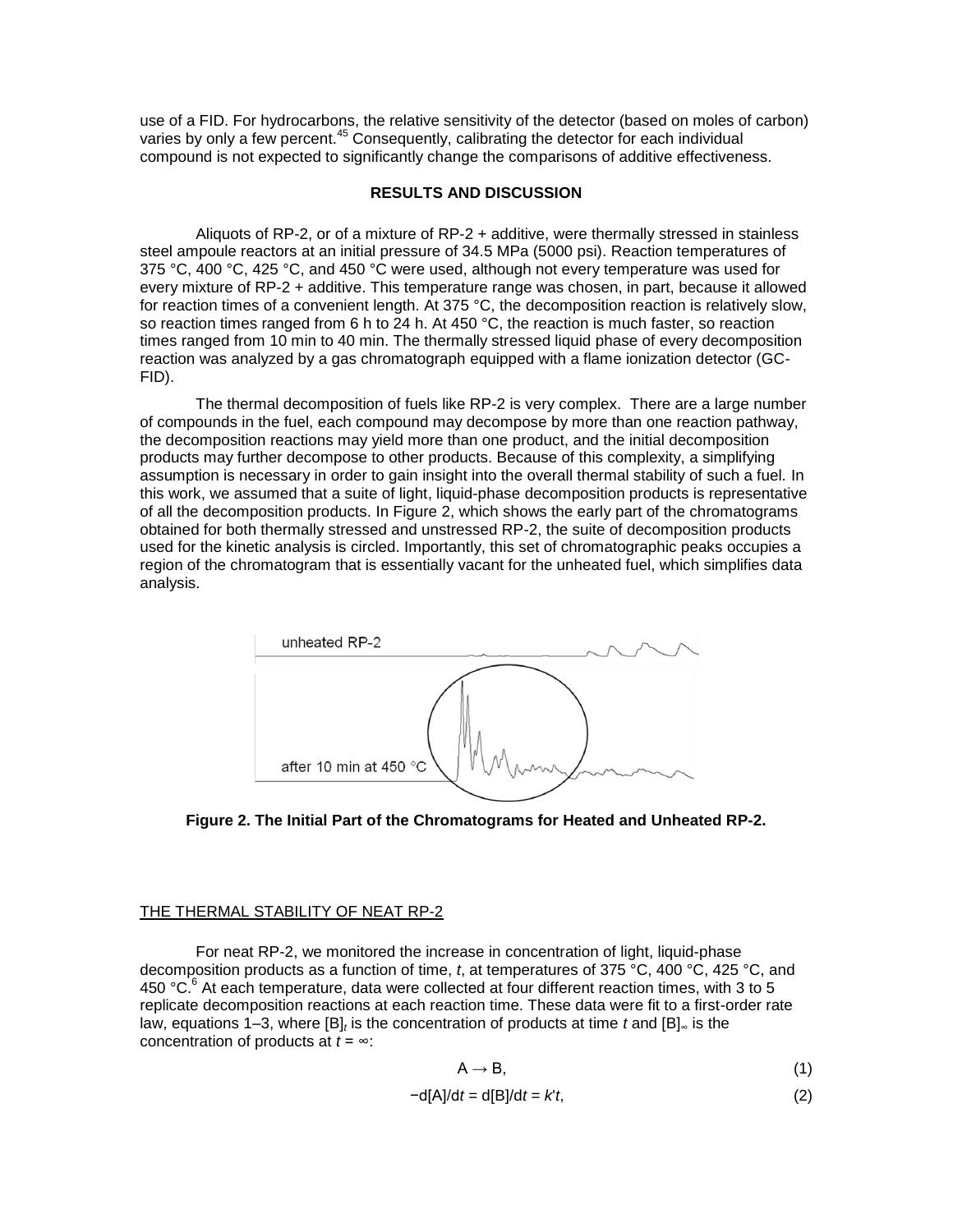use of a FID. For hydrocarbons, the relative sensitivity of the detector (based on moles of carbon) varies by only a few percent.[45] Consequently, calibrating the detector for each individual compound is not expected to significantly change the comparisons of additive effectiveness.

## RESULTS AND DISCUSSION

Aliquots of RP-2, or of a mixture of RP-2 + additive, were thermally stressed in stainless steel ampoule reactors at an initial pressure of 34.5 MPa (5000 psi). Reaction temperatures of 375 °C, 400 °C, 425 °C, and 450 °C were used, although not every temperature was used for every mixture of RP-2 + additive. This temperature range was chosen, in part, because it allowed for reaction times of a convenient length. At 375 °C, the decomposition reaction is relatively slow, so reaction times ranged from 6 h to 24 h. At 450 °C, the reaction is much faster, so reaction times ranged from 10 min to 40 min. The thermally stressed liquid phase of every decomposition reaction was analyzed by a gas chromatograph equipped with a flame ionization detector (GC-FID).

The thermal decomposition of fuels like RP-2 is very complex. There are a large number of compounds in the fuel, each compound may decompose by more than one reaction pathway, the decomposition reactions may yield more than one product, and the initial decomposition products may further decompose to other products. Because of this complexity, a simplifying assumption is necessary in order to gain insight into the overall thermal stability of such a fuel. In this work, we assumed that a suite of light, liquid-phase decomposition products is representative of all the decomposition products. In Figure 2, which shows the early part of the chromatograms obtained for both thermally stressed and unstressed RP-2, the suite of decomposition products used for the kinetic analysis is circled. Importantly, this set of chromatographic peaks occupies a region of the chromatogram that is essentially vacant for the unheated fuel, which simplifies data analysis.

**Figure 2. The Initial Part of the Chromatograms for Heated and Unheated RP-2.**

### THE THERMAL STABILITY OF NEAT RP-2

For neat RP-2, we monitored the increase in concentration of light, liquid-phase decomposition products as a function of time, *t*, at temperatures of 375 °C, 400 °C, 425 °C, and 450 °C.[6] At each temperature, data were collected at four different reaction times, with 3 to 5 replicate decomposition reactions at each reaction time. These data were fit to a first-order rate law, equations 1–3, where $[B]_t$ is the concentration of products at time *t* and $[B]_\infty$ is the concentration of products at $t = \infty$:

$$A \rightarrow B, \tag{1}$$

$$-d[A]/dt = d[B]/dt = k't, \tag{2}$$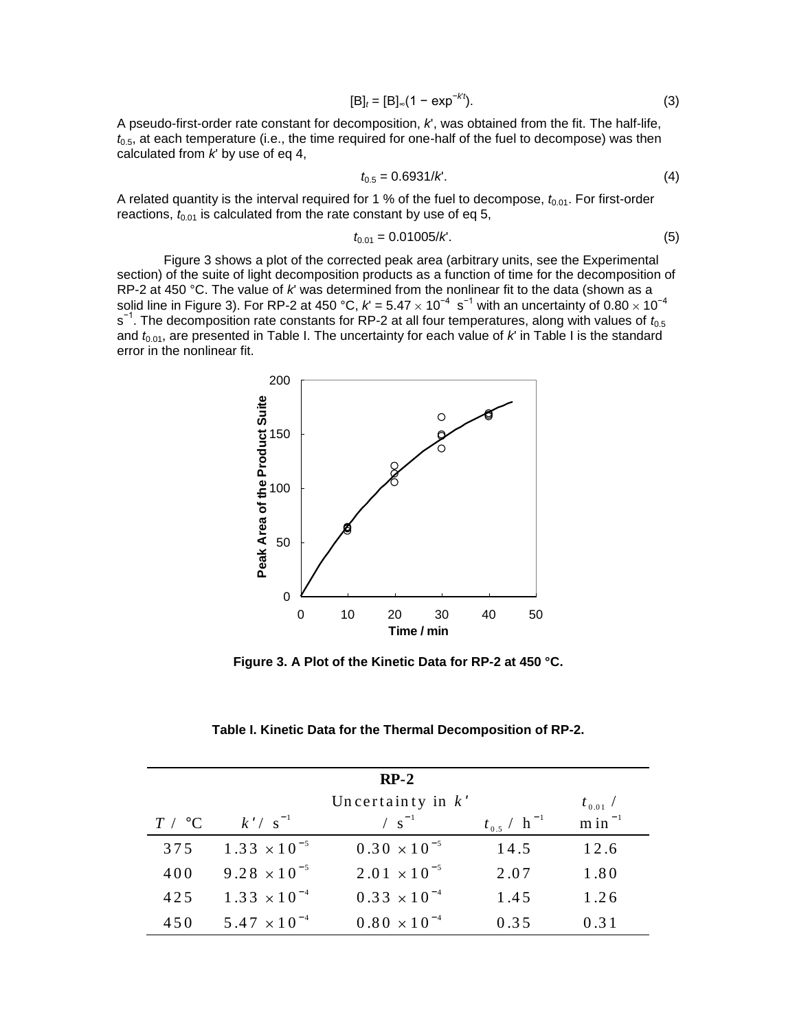$$[B]_t = [B]_\infty(1 - \exp^{-k't}). \tag{3}$$

A pseudo-first-order rate constant for decomposition, $k'$, was obtained from the fit. The half-life, $t_{0.5}$, at each temperature (i.e., the time required for one-half of the fuel to decompose) was then calculated from $k'$ by use of eq 4,

$$t_{0.5} = 0.6931/k'. \tag{4}$$

A related quantity is the interval required for 1 % of the fuel to decompose, $t_{0.01}$. For first-order reactions, $t_{0.01}$ is calculated from the rate constant by use of eq 5,

$$t_{0.01} = 0.01005/k'. \tag{5}$$

Figure 3 shows a plot of the corrected peak area (arbitrary units, see the Experimental section) of the suite of light decomposition products as a function of time for the decomposition of RP-2 at 450 °C. The value of $k'$ was determined from the nonlinear fit to the data (shown as a solid line in Figure 3). For RP-2 at 450 °C, $k' = 5.47 \times 10^{-4}$ $s^{-1}$ with an uncertainty of $0.80 \times 10^{-4}$ $s^{-1}$. The decomposition rate constants for RP-2 at all four temperatures, along with values of $t_{0.5}$ and $t_{0.01}$, are presented in Table I. The uncertainty for each value of $k'$ in Table I is the standard error in the nonlinear fit.

**Figure 3. A Plot of the Kinetic Data for RP-2 at 450 °C.**

**Table I. Kinetic Data for the Thermal Decomposition of RP-2.**

| RP-2 | | | | |
|---|---|---|---|---|
| $T$ / °C | $k'$ / $s^{-1}$ | Uncertainty in $k'$ / $s^{-1}$ | $t_{0.5}$ / $h^{-1}$ | $t_{0.01}$ / $min^{-1}$ |
| 375 | $1.33 \times 10^{-5}$ | $0.30 \times 10^{-5}$ | 14.5 | 12.6 |
| 400 | $9.28 \times 10^{-5}$ | $2.01 \times 10^{-5}$ | 2.07 | 1.80 |
| 425 | $1.33 \times 10^{-4}$ | $0.33 \times 10^{-4}$ | 1.45 | 1.26 |
| 450 | $5.47 \times 10^{-4}$ | $0.80 \times 10^{-4}$ | 0.35 | 0.31 |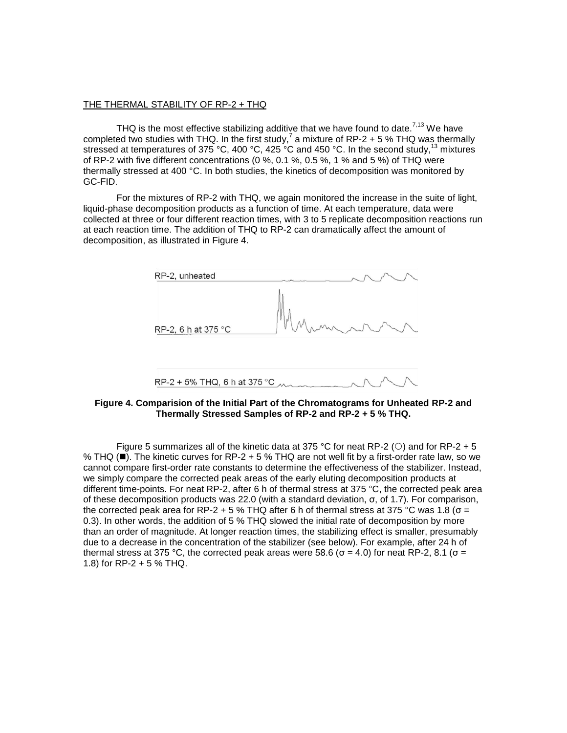THE THERMAL STABILITY OF RP-2 + THQ

THQ is the most effective stabilizing additive that we have found to date.[7,13] We have completed two studies with THQ. In the first study,[7] a mixture of RP-2 + 5 % THQ was thermally stressed at temperatures of 375 °C, 400 °C, 425 °C and 450 °C. In the second study,[13] mixtures of RP-2 with five different concentrations (0 %, 0.1 %, 0.5 %, 1 % and 5 %) of THQ were thermally stressed at 400 °C. In both studies, the kinetics of decomposition was monitored by GC-FID.

For the mixtures of RP-2 with THQ, we again monitored the increase in the suite of light, liquid-phase decomposition products as a function of time. At each temperature, data were collected at three or four different reaction times, with 3 to 5 replicate decomposition reactions run at each reaction time. The addition of THQ to RP-2 can dramatically affect the amount of decomposition, as illustrated in Figure 4.

RP-2, unheated

RP-2, 6 h at 375 °C

RP-2 + 5% THQ, 6 h at 375 °C

**Figure 4. Comparision of the Initial Part of the Chromatograms for Unheated RP-2 and Thermally Stressed Samples of RP-2 and RP-2 + 5 % THQ.**

Figure 5 summarizes all of the kinetic data at 375 °C for neat RP-2 (○) and for RP-2 + 5 % THQ (■). The kinetic curves for RP-2 + 5 % THQ are not well fit by a first-order rate law, so we cannot compare first-order rate constants to determine the effectiveness of the stabilizer. Instead, we simply compare the corrected peak areas of the early eluting decomposition products at different time-points. For neat RP-2, after 6 h of thermal stress at 375 °C, the corrected peak area of these decomposition products was 22.0 (with a standard deviation, $\sigma$, of 1.7). For comparison, the corrected peak area for RP-2 + 5 % THQ after 6 h of thermal stress at 375 °C was 1.8 ($\sigma$ = 0.3). In other words, the addition of 5 % THQ slowed the initial rate of decomposition by more than an order of magnitude. At longer reaction times, the stabilizing effect is smaller, presumably due to a decrease in the concentration of the stabilizer (see below). For example, after 24 h of thermal stress at 375 °C, the corrected peak areas were 58.6 ($\sigma$ = 4.0) for neat RP-2, 8.1 ($\sigma$ = 1.8) for RP-2 + 5 % THQ.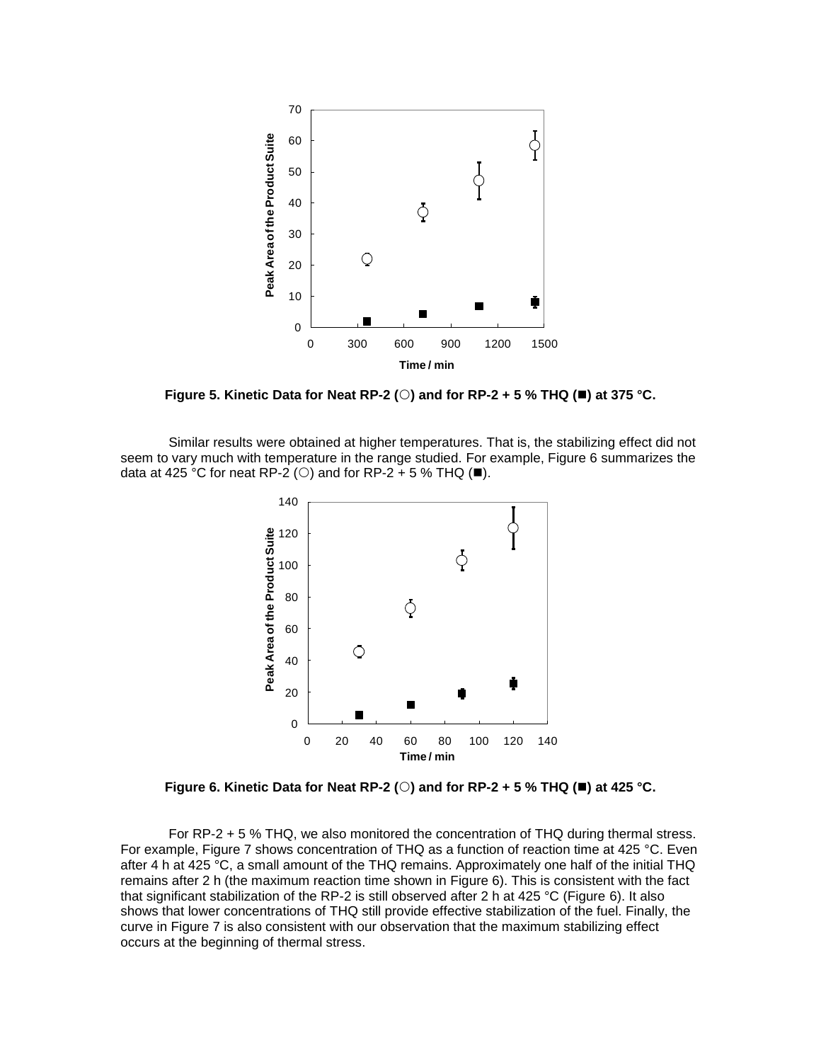**Figure 5. Kinetic Data for Neat RP-2 (○) and for RP-2 + 5 % THQ (■) at 375 °C.**

Similar results were obtained at higher temperatures. That is, the stabilizing effect did not seem to vary much with temperature in the range studied. For example, Figure 6 summarizes the data at 425 °C for neat RP-2 (○) and for RP-2 + 5 % THQ (■).

**Figure 6. Kinetic Data for Neat RP-2 (○) and for RP-2 + 5 % THQ (■) at 425 °C.**

For RP-2 + 5 % THQ, we also monitored the concentration of THQ during thermal stress. For example, Figure 7 shows concentration of THQ as a function of reaction time at 425 °C. Even after 4 h at 425 °C, a small amount of the THQ remains. Approximately one half of the initial THQ remains after 2 h (the maximum reaction time shown in Figure 6). This is consistent with the fact that significant stabilization of the RP-2 is still observed after 2 h at 425 °C (Figure 6). It also shows that lower concentrations of THQ still provide effective stabilization of the fuel. Finally, the curve in Figure 7 is also consistent with our observation that the maximum stabilizing effect occurs at the beginning of thermal stress.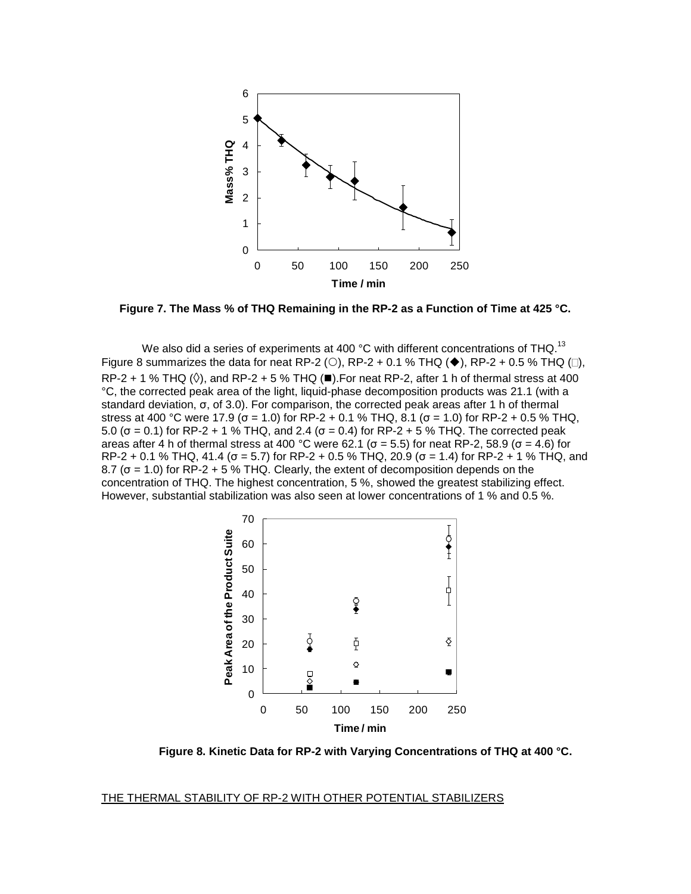**Figure 7. The Mass % of THQ Remaining in the RP-2 as a Function of Time at 425 °C.**

We also did a series of experiments at 400 °C with different concentrations of THQ.[13] Figure 8 summarizes the data for neat RP-2 (○), RP-2 + 0.1 % THQ (◆), RP-2 + 0.5 % THQ (□), RP-2 + 1 % THQ (◊), and RP-2 + 5 % THQ (■).For neat RP-2, after 1 h of thermal stress at 400 °C, the corrected peak area of the light, liquid-phase decomposition products was 21.1 (with a standard deviation, σ, of 3.0). For comparison, the corrected peak areas after 1 h of thermal stress at 400 °C were 17.9 (σ = 1.0) for RP-2 + 0.1 % THQ, 8.1 (σ = 1.0) for RP-2 + 0.5 % THQ, 5.0 (σ = 0.1) for RP-2 + 1 % THQ, and 2.4 (σ = 0.4) for RP-2 + 5 % THQ. The corrected peak areas after 4 h of thermal stress at 400 °C were 62.1 (σ = 5.5) for neat RP-2, 58.9 (σ = 4.6) for RP-2 + 0.1 % THQ, 41.4 (σ = 5.7) for RP-2 + 0.5 % THQ, 20.9 (σ = 1.4) for RP-2 + 1 % THQ, and 8.7 (σ = 1.0) for RP-2 + 5 % THQ. Clearly, the extent of decomposition depends on the concentration of THQ. The highest concentration, 5 %, showed the greatest stabilizing effect. However, substantial stabilization was also seen at lower concentrations of 1 % and 0.5 %.

**Figure 8. Kinetic Data for RP-2 with Varying Concentrations of THQ at 400 °C.**

THE THERMAL STABILITY OF RP-2 WITH OTHER POTENTIAL STABILIZERS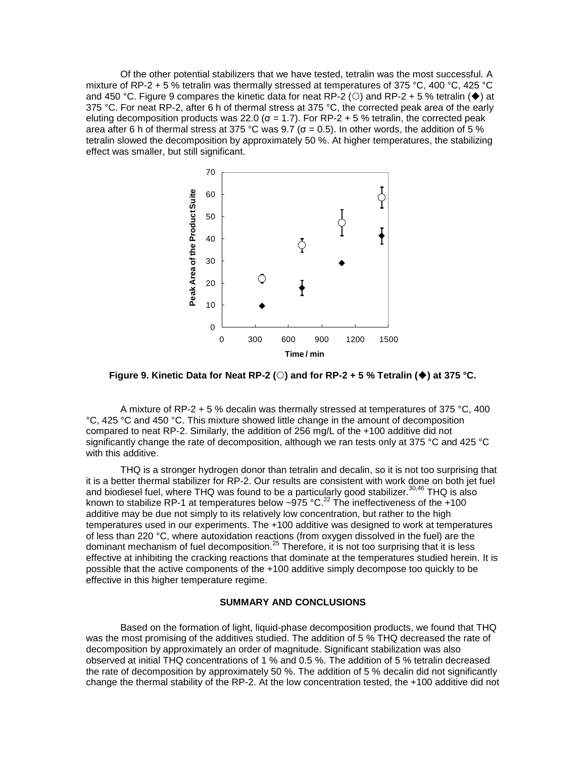Of the other potential stabilizers that we have tested, tetralin was the most successful. A mixture of RP-2 + 5 % tetralin was thermally stressed at temperatures of 375 °C, 400 °C, 425 °C and 450 °C. Figure 9 compares the kinetic data for neat RP-2 (○) and RP-2 + 5 % tetralin (◆) at 375 °C. For neat RP-2, after 6 h of thermal stress at 375 °C, the corrected peak area of the early eluting decomposition products was 22.0 ($\sigma = 1.7$). For RP-2 + 5 % tetralin, the corrected peak area after 6 h of thermal stress at 375 °C was 9.7 ($\sigma = 0.5$). In other words, the addition of 5 % tetralin slowed the decomposition by approximately 50 %. At higher temperatures, the stabilizing effect was smaller, but still significant.

**Figure 9. Kinetic Data for Neat RP-2 (○) and for RP-2 + 5 % Tetralin (◆) at 375 °C.**

A mixture of RP-2 + 5 % decalin was thermally stressed at temperatures of 375 °C, 400 °C, 425 °C and 450 °C. This mixture showed little change in the amount of decomposition compared to neat RP-2. Similarly, the addition of 256 mg/L of the +100 additive did not significantly change the rate of decomposition, although we ran tests only at 375 °C and 425 °C with this additive.

THQ is a stronger hydrogen donor than tetralin and decalin, so it is not too surprising that it is a better thermal stabilizer for RP-2. Our results are consistent with work done on both jet fuel and biodiesel fuel, where THQ was found to be a particularly good stabilizer.[30,46] THQ is also known to stabilize RP-1 at temperatures below ~975 °C.[22] The ineffectiveness of the +100 additive may be due not simply to its relatively low concentration, but rather to the high temperatures used in our experiments. The +100 additive was designed to work at temperatures of less than 220 °C, where autoxidation reactions (from oxygen dissolved in the fuel) are the dominant mechanism of fuel decomposition.[25] Therefore, it is not too surprising that it is less effective at inhibiting the cracking reactions that dominate at the temperatures studied herein. It is possible that the active components of the +100 additive simply decompose too quickly to be effective in this higher temperature regime.

## SUMMARY AND CONCLUSIONS

Based on the formation of light, liquid-phase decomposition products, we found that THQ was the most promising of the additives studied. The addition of 5 % THQ decreased the rate of decomposition by approximately an order of magnitude. Significant stabilization was also observed at initial THQ concentrations of 1 % and 0.5 %. The addition of 5 % tetralin decreased the rate of decomposition by approximately 50 %. The addition of 5 % decalin did not significantly change the thermal stability of the RP-2. At the low concentration tested, the +100 additive did not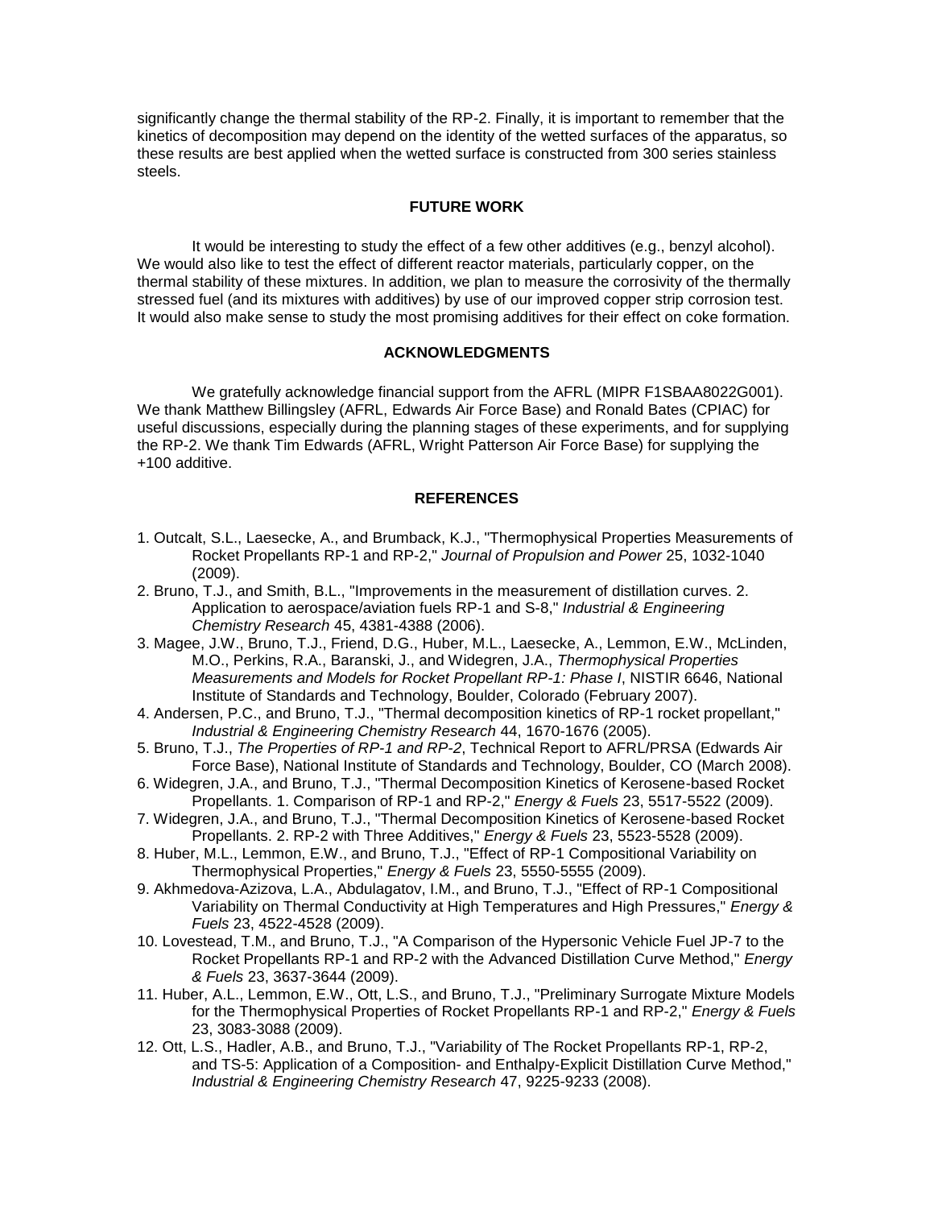significantly change the thermal stability of the RP-2. Finally, it is important to remember that the kinetics of decomposition may depend on the identity of the wetted surfaces of the apparatus, so these results are best applied when the wetted surface is constructed from 300 series stainless steels.

## FUTURE WORK

It would be interesting to study the effect of a few other additives (e.g., benzyl alcohol). We would also like to test the effect of different reactor materials, particularly copper, on the thermal stability of these mixtures. In addition, we plan to measure the corrosivity of the thermally stressed fuel (and its mixtures with additives) by use of our improved copper strip corrosion test. It would also make sense to study the most promising additives for their effect on coke formation.

## ACKNOWLEDGMENTS

We gratefully acknowledge financial support from the AFRL (MIPR F1SBAA8022G001). We thank Matthew Billingsley (AFRL, Edwards Air Force Base) and Ronald Bates (CPIAC) for useful discussions, especially during the planning stages of these experiments, and for supplying the RP-2. We thank Tim Edwards (AFRL, Wright Patterson Air Force Base) for supplying the +100 additive.

## REFERENCES

1. Outcalt, S.L., Laesecke, A., and Brumback, K.J., "Thermophysical Properties Measurements of Rocket Propellants RP-1 and RP-2," *Journal of Propulsion and Power* 25, 1032-1040 (2009).
2. Bruno, T.J., and Smith, B.L., "Improvements in the measurement of distillation curves. 2. Application to aerospace/aviation fuels RP-1 and S-8," *Industrial & Engineering Chemistry Research* 45, 4381-4388 (2006).
3. Magee, J.W., Bruno, T.J., Friend, D.G., Huber, M.L., Laesecke, A., Lemmon, E.W., McLinden, M.O., Perkins, R.A., Baranski, J., and Widegren, J.A., *Thermophysical Properties Measurements and Models for Rocket Propellant RP-1: Phase I*, NISTIR 6646, National Institute of Standards and Technology, Boulder, Colorado (February 2007).
4. Andersen, P.C., and Bruno, T.J., "Thermal decomposition kinetics of RP-1 rocket propellant," *Industrial & Engineering Chemistry Research* 44, 1670-1676 (2005).
5. Bruno, T.J., *The Properties of RP-1 and RP-2*, Technical Report to AFRL/PRSA (Edwards Air Force Base), National Institute of Standards and Technology, Boulder, CO (March 2008).
6. Widegren, J.A., and Bruno, T.J., "Thermal Decomposition Kinetics of Kerosene-based Rocket Propellants. 1. Comparison of RP-1 and RP-2," *Energy & Fuels* 23, 5517-5522 (2009).
7. Widegren, J.A., and Bruno, T.J., "Thermal Decomposition Kinetics of Kerosene-based Rocket Propellants. 2. RP-2 with Three Additives," *Energy & Fuels* 23, 5523-5528 (2009).
8. Huber, M.L., Lemmon, E.W., and Bruno, T.J., "Effect of RP-1 Compositional Variability on Thermophysical Properties," *Energy & Fuels* 23, 5550-5555 (2009).
9. Akhmedova-Azizova, L.A., Abdulagatov, I.M., and Bruno, T.J., "Effect of RP-1 Compositional Variability on Thermal Conductivity at High Temperatures and High Pressures," *Energy & Fuels* 23, 4522-4528 (2009).
10. Lovestead, T.M., and Bruno, T.J., "A Comparison of the Hypersonic Vehicle Fuel JP-7 to the Rocket Propellants RP-1 and RP-2 with the Advanced Distillation Curve Method," *Energy & Fuels* 23, 3637-3644 (2009).
11. Huber, A.L., Lemmon, E.W., Ott, L.S., and Bruno, T.J., "Preliminary Surrogate Mixture Models for the Thermophysical Properties of Rocket Propellants RP-1 and RP-2," *Energy & Fuels* 23, 3083-3088 (2009).
12. Ott, L.S., Hadler, A.B., and Bruno, T.J., "Variability of The Rocket Propellants RP-1, RP-2, and TS-5: Application of a Composition- and Enthalpy-Explicit Distillation Curve Method," *Industrial & Engineering Chemistry Research* 47, 9225-9233 (2008).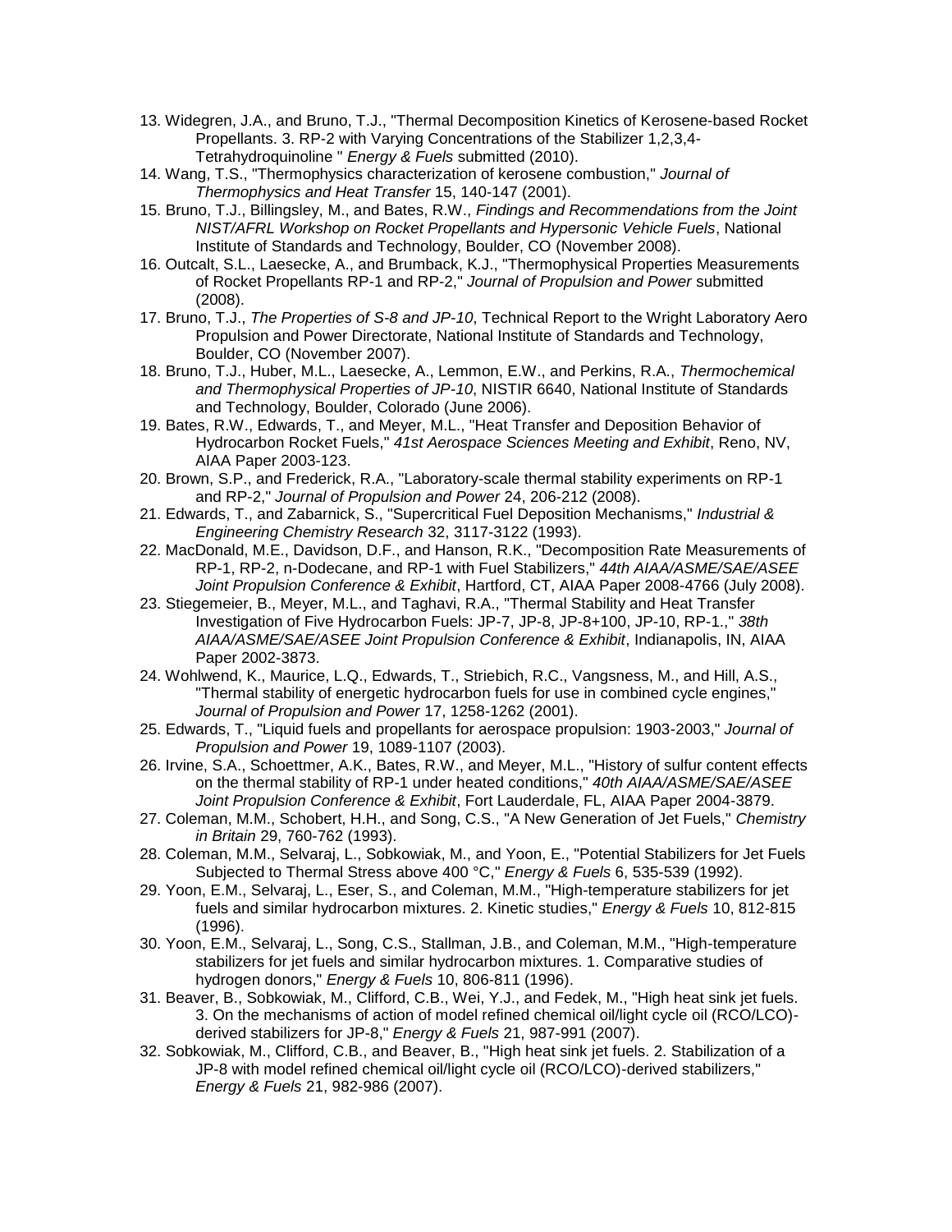13. Widegren, J.A., and Bruno, T.J., "Thermal Decomposition Kinetics of Kerosene-based Rocket Propellants. 3. RP-2 with Varying Concentrations of the Stabilizer 1,2,3,4-Tetrahydroquinoline " *Energy & Fuels* submitted (2010).
14. Wang, T.S., "Thermophysics characterization of kerosene combustion," *Journal of Thermophysics and Heat Transfer* 15, 140-147 (2001).
15. Bruno, T.J., Billingsley, M., and Bates, R.W., *Findings and Recommendations from the Joint NIST/AFRL Workshop on Rocket Propellants and Hypersonic Vehicle Fuels*, National Institute of Standards and Technology, Boulder, CO (November 2008).
16. Outcalt, S.L., Laesecke, A., and Brumback, K.J., "Thermophysical Properties Measurements of Rocket Propellants RP-1 and RP-2," *Journal of Propulsion and Power* submitted (2008).
17. Bruno, T.J., *The Properties of S-8 and JP-10*, Technical Report to the Wright Laboratory Aero Propulsion and Power Directorate, National Institute of Standards and Technology, Boulder, CO (November 2007).
18. Bruno, T.J., Huber, M.L., Laesecke, A., Lemmon, E.W., and Perkins, R.A., *Thermochemical and Thermophysical Properties of JP-10*, NISTIR 6640, National Institute of Standards and Technology, Boulder, Colorado (June 2006).
19. Bates, R.W., Edwards, T., and Meyer, M.L., "Heat Transfer and Deposition Behavior of Hydrocarbon Rocket Fuels," *41st Aerospace Sciences Meeting and Exhibit*, Reno, NV, AIAA Paper 2003-123.
20. Brown, S.P., and Frederick, R.A., "Laboratory-scale thermal stability experiments on RP-1 and RP-2," *Journal of Propulsion and Power* 24, 206-212 (2008).
21. Edwards, T., and Zabarnick, S., "Supercritical Fuel Deposition Mechanisms," *Industrial & Engineering Chemistry Research* 32, 3117-3122 (1993).
22. MacDonald, M.E., Davidson, D.F., and Hanson, R.K., "Decomposition Rate Measurements of RP-1, RP-2, n-Dodecane, and RP-1 with Fuel Stabilizers," *44th AIAA/ASME/SAE/ASEE Joint Propulsion Conference & Exhibit*, Hartford, CT, AIAA Paper 2008-4766 (July 2008).
23. Stiegemeier, B., Meyer, M.L., and Taghavi, R.A., "Thermal Stability and Heat Transfer Investigation of Five Hydrocarbon Fuels: JP-7, JP-8, JP-8+100, JP-10, RP-1.," *38th AIAA/ASME/SAE/ASEE Joint Propulsion Conference & Exhibit*, Indianapolis, IN, AIAA Paper 2002-3873.
24. Wohlwend, K., Maurice, L.Q., Edwards, T., Striebich, R.C., Vangsness, M., and Hill, A.S., "Thermal stability of energetic hydrocarbon fuels for use in combined cycle engines," *Journal of Propulsion and Power* 17, 1258-1262 (2001).
25. Edwards, T., "Liquid fuels and propellants for aerospace propulsion: 1903-2003," *Journal of Propulsion and Power* 19, 1089-1107 (2003).
26. Irvine, S.A., Schoettmer, A.K., Bates, R.W., and Meyer, M.L., "History of sulfur content effects on the thermal stability of RP-1 under heated conditions," *40th AIAA/ASME/SAE/ASEE Joint Propulsion Conference & Exhibit*, Fort Lauderdale, FL, AIAA Paper 2004-3879.
27. Coleman, M.M., Schobert, H.H., and Song, C.S., "A New Generation of Jet Fuels," *Chemistry in Britain* 29, 760-762 (1993).
28. Coleman, M.M., Selvaraj, L., Sobkowiak, M., and Yoon, E., "Potential Stabilizers for Jet Fuels Subjected to Thermal Stress above 400 °C," *Energy & Fuels* 6, 535-539 (1992).
29. Yoon, E.M., Selvaraj, L., Eser, S., and Coleman, M.M., "High-temperature stabilizers for jet fuels and similar hydrocarbon mixtures. 2. Kinetic studies," *Energy & Fuels* 10, 812-815 (1996).
30. Yoon, E.M., Selvaraj, L., Song, C.S., Stallman, J.B., and Coleman, M.M., "High-temperature stabilizers for jet fuels and similar hydrocarbon mixtures. 1. Comparative studies of hydrogen donors," *Energy & Fuels* 10, 806-811 (1996).
31. Beaver, B., Sobkowiak, M., Clifford, C.B., Wei, Y.J., and Fedek, M., "High heat sink jet fuels. 3. On the mechanisms of action of model refined chemical oil/light cycle oil (RCO/LCO)-derived stabilizers for JP-8," *Energy & Fuels* 21, 987-991 (2007).
32. Sobkowiak, M., Clifford, C.B., and Beaver, B., "High heat sink jet fuels. 2. Stabilization of a JP-8 with model refined chemical oil/light cycle oil (RCO/LCO)-derived stabilizers," *Energy & Fuels* 21, 982-986 (2007).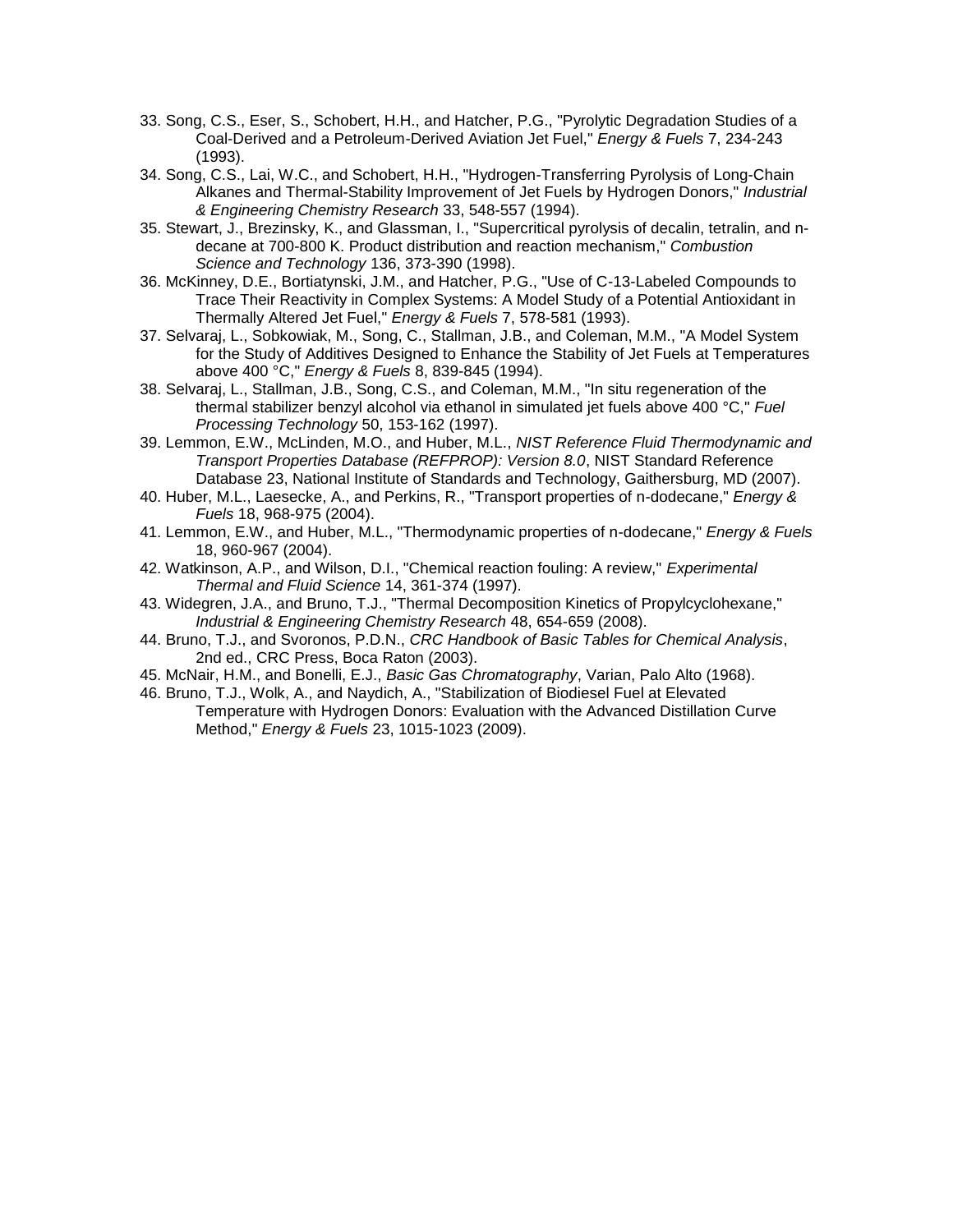33. Song, C.S., Eser, S., Schobert, H.H., and Hatcher, P.G., "Pyrolytic Degradation Studies of a Coal-Derived and a Petroleum-Derived Aviation Jet Fuel," *Energy & Fuels* 7, 234-243 (1993).
34. Song, C.S., Lai, W.C., and Schobert, H.H., "Hydrogen-Transferring Pyrolysis of Long-Chain Alkanes and Thermal-Stability Improvement of Jet Fuels by Hydrogen Donors," *Industrial & Engineering Chemistry Research* 33, 548-557 (1994).
35. Stewart, J., Brezinsky, K., and Glassman, I., "Supercritical pyrolysis of decalin, tetralin, and n-decane at 700-800 K. Product distribution and reaction mechanism," *Combustion Science and Technology* 136, 373-390 (1998).
36. McKinney, D.E., Bortiatynski, J.M., and Hatcher, P.G., "Use of C-13-Labeled Compounds to Trace Their Reactivity in Complex Systems: A Model Study of a Potential Antioxidant in Thermally Altered Jet Fuel," *Energy & Fuels* 7, 578-581 (1993).
37. Selvaraj, L., Sobkowiak, M., Song, C., Stallman, J.B., and Coleman, M.M., "A Model System for the Study of Additives Designed to Enhance the Stability of Jet Fuels at Temperatures above 400 °C," *Energy & Fuels* 8, 839-845 (1994).
38. Selvaraj, L., Stallman, J.B., Song, C.S., and Coleman, M.M., "In situ regeneration of the thermal stabilizer benzyl alcohol via ethanol in simulated jet fuels above 400 °C," *Fuel Processing Technology* 50, 153-162 (1997).
39. Lemmon, E.W., McLinden, M.O., and Huber, M.L., *NIST Reference Fluid Thermodynamic and Transport Properties Database (REFPROP): Version 8.0*, NIST Standard Reference Database 23, National Institute of Standards and Technology, Gaithersburg, MD (2007).
40. Huber, M.L., Laesecke, A., and Perkins, R., "Transport properties of n-dodecane," *Energy & Fuels* 18, 968-975 (2004).
41. Lemmon, E.W., and Huber, M.L., "Thermodynamic properties of n-dodecane," *Energy & Fuels* 18, 960-967 (2004).
42. Watkinson, A.P., and Wilson, D.I., "Chemical reaction fouling: A review," *Experimental Thermal and Fluid Science* 14, 361-374 (1997).
43. Widegren, J.A., and Bruno, T.J., "Thermal Decomposition Kinetics of Propylcyclohexane," *Industrial & Engineering Chemistry Research* 48, 654-659 (2008).
44. Bruno, T.J., and Svoronos, P.D.N., *CRC Handbook of Basic Tables for Chemical Analysis*, 2nd ed., CRC Press, Boca Raton (2003).
45. McNair, H.M., and Bonelli, E.J., *Basic Gas Chromatography*, Varian, Palo Alto (1968).
46. Bruno, T.J., Wolk, A., and Naydich, A., "Stabilization of Biodiesel Fuel at Elevated Temperature with Hydrogen Donors: Evaluation with the Advanced Distillation Curve Method," *Energy & Fuels* 23, 1015-1023 (2009).